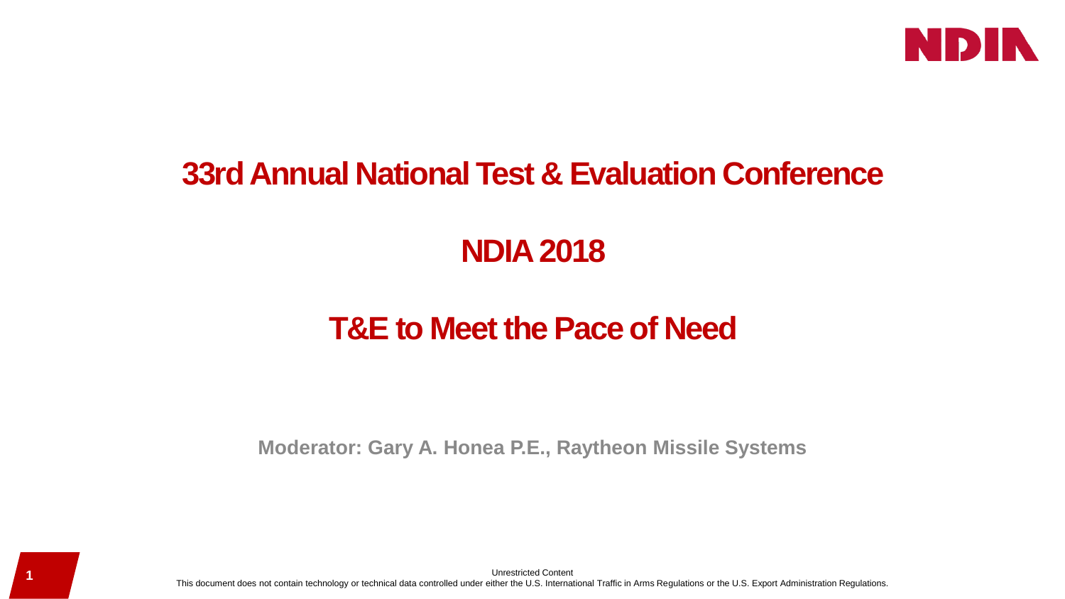# 33rd Annual National Test & Evaluation Conference

# NDIA 2018

# T&E to Meet the Pace of Need

**Moderator: Gary A. Honea P.E., Raytheon Missile Systems**

Unrestricted Content

This document does not contain technology or technical data controlled under either the U.S. International Traffic in Arms Regulations or the U.S. Export Administration Regulations.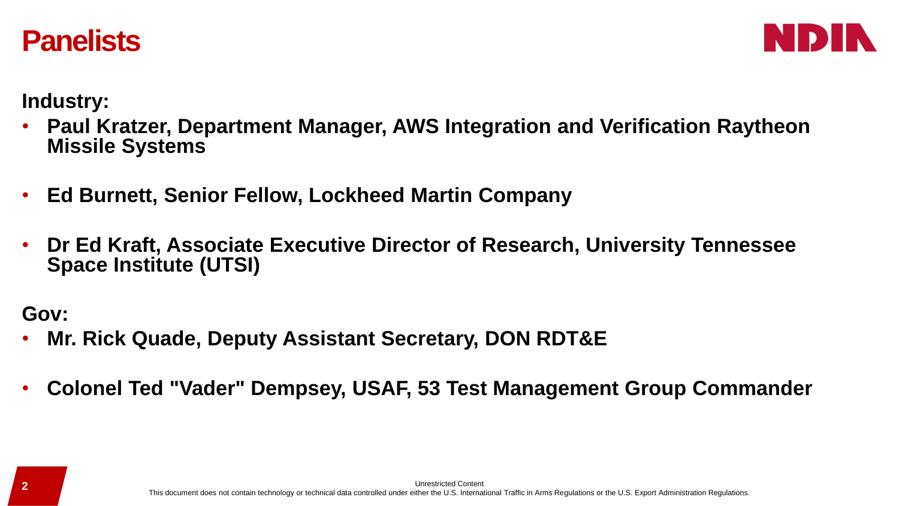# Panelists

**Industry:**

- **Paul Kratzer, Department Manager, AWS Integration and Verification Raytheon Missile Systems**
- **Ed Burnett, Senior Fellow, Lockheed Martin Company**
- **Dr Ed Kraft, Associate Executive Director of Research, University Tennessee Space Institute (UTSI)**

**Gov:**

- **Mr. Rick Quade, Deputy Assistant Secretary, DON RDT&E**
- **Colonel Ted "Vader" Dempsey, USAF, 53 Test Management Group Commander**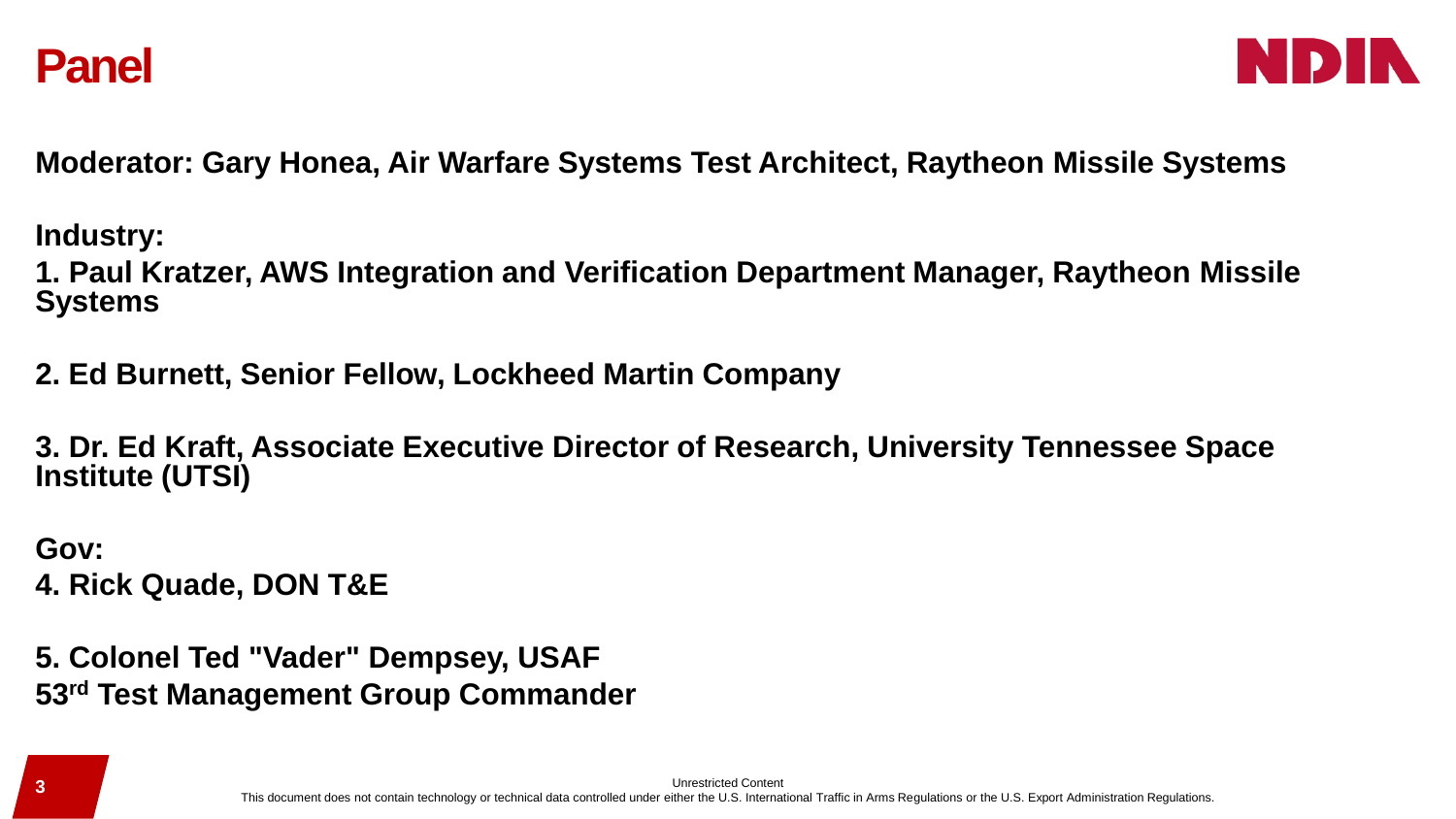# Panel

**Moderator: Gary Honea, Air Warfare Systems Test Architect, Raytheon Missile Systems**

**Industry:**

**1. Paul Kratzer, AWS Integration and Verification Department Manager, Raytheon Missile Systems**

**2. Ed Burnett, Senior Fellow, Lockheed Martin Company**

**3. Dr. Ed Kraft, Associate Executive Director of Research, University Tennessee Space Institute (UTSI)**

**Gov:**

**4. Rick Quade, DON T&E**

**5. Colonel Ted "Vader" Dempsey, USAF**
**53rd Test Management Group Commander**

Unrestricted Content

This document does not contain technology or technical data controlled under either the U.S. International Traffic in Arms Regulations or the U.S. Export Administration Regulations.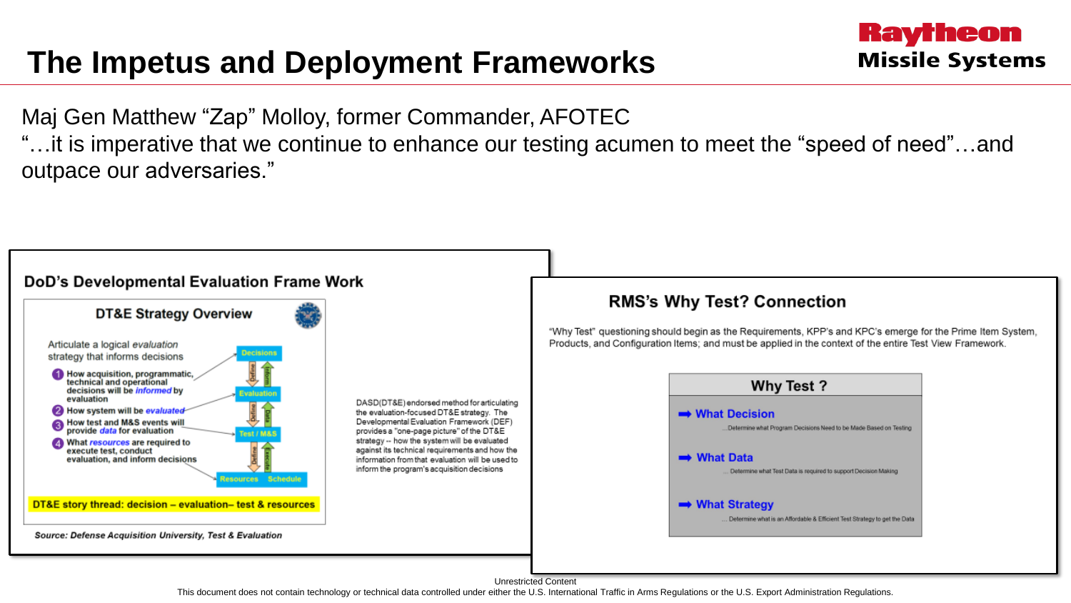# The Impetus and Deployment Frameworks

Maj Gen Matthew “Zap” Molloy, former Commander, AFOTEC

“…it is imperative that we continue to enhance our testing acumen to meet the “speed of need”…and outpace our adversaries.”

## DoD’s Developmental Evaluation Frame Work

### DT&E Strategy Overview

Articulate a logical *evaluation* strategy that informs decisions

1. How acquisition, programmatic, technical and operational decisions will be *informed* by evaluation
2. How system will be *evaluated*
3. How test and M&S events will provide *data* for evaluation
4. What *resources* are required to execute test, conduct evaluation, and inform decisions

Decisions → Evaluation → Test / M&S → Resources, Schedule (Define / Inform, Define / Data, Define / Execute)

**DT&E story thread: decision – evaluation– test & resources**

DASD(DT&E) endorsed method for articulating the evaluation-focused DT&E strategy. The Developmental Evaluation Framework (DEF) provides a "one-page picture" of the DT&E strategy -- how the system will be evaluated against its technical requirements and how the information from that evaluation will be used to inform the program's acquisition decisions

*Source: Defense Acquisition University, Test & Evaluation*

## RMS’s Why Test? Connection

“Why Test” questioning should begin as the Requirements, KPP’s and KPC’s emerge for the Prime Item System, Products, and Configuration Items; and must be applied in the context of the entire Test View Framework.

### Why Test ?

- **What Decision**
  …Determine what Program Decisions Need to be Made Based on Testing
- **What Data**
  … Determine what Test Data is required to support Decision Making
- **What Strategy**
  … Determine what is an Affordable & Efficient Test Strategy to get the Data

Unrestricted Content

This document does not contain technology or technical data controlled under either the U.S. International Traffic in Arms Regulations or the U.S. Export Administration Regulations.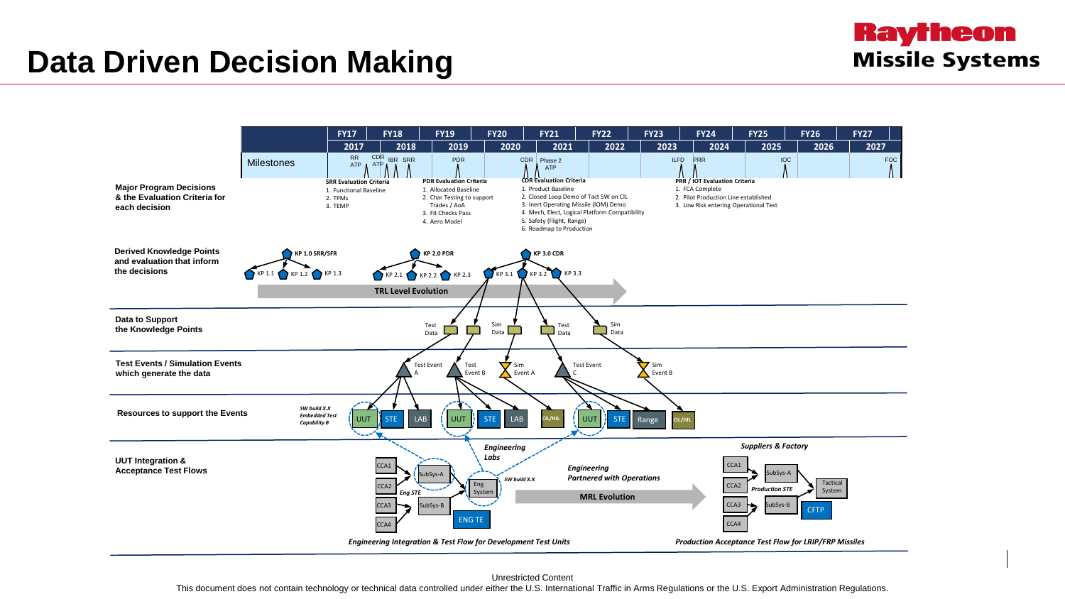# Data Driven Decision Making

Raytheon
Missile Systems

| | FY17 | FY18 | FY19 | FY20 | FY21 | FY22 | FY23 | FY24 | FY25 | FY26 | FY27 |
|---|---|---|---|---|---|---|---|---|---|---|---|
| | 2017 | 2018 | 2019 | 2020 | 2021 | 2022 | 2023 | 2024 | 2025 | 2026 | 2027 |
| Milestones | RR ATP, CDR ATP, IBR, SRR | | PDR | | CDR, Phase 2 ATP | | ILFD | PRR | IOC | | FOC |

**Major Program Decisions & the Evaluation Criteria for each decision**

**SRR Evaluation Criteria**
1. Functional Baseline
2. TPMs
3. TEMP

**PDR Evaluation Criteria**
1. Allocated Baseline
2. Char Testing to support Trades / AoA
3. Fit Checks Pass
4. Aero Model

**CDR Evaluation Criteria**
1. Product Baseline
2. Closed Loop Demo of Tact SW on CIL
3. Inert Operating Missile (IOM) Demo
4. Mech, Elect, Logical Platform Compatibility
5. Safety (Flight, Range)
6. Roadmap to Production

**PRR / IOT Evaluation Criteria**
1. FCA Complete
2. Pilot Production Line established
3. Low Risk entering Operational Test

**Derived Knowledge Points and evaluation that inform the decisions**

KP 1.0 SRR/SFR — KP 1.1, KP 1.2, KP 1.3

KP 2.0 PDR — KP 2.1, KP 2.2, KP 2.3

KP 3.0 CDR — KP 3.1, KP 3.2, KP 3.3

TRL Level Evolution

**Data to Support the Knowledge Points**

Test Data, Sim Data, Test Data, Sim Data

**Test Events / Simulation Events which generate the data**

Test Event A, Test Event B, Sim Event A, Test Event C, Sim Event B

**Resources to support the Events**

*SW build X.X Embedded Test Capability B*

UUT, STE, LAB, UUT, STE, LAB, CIL/HIL, UUT, STE, Range, CIL/HIL

**UUT Integration & Acceptance Test Flows**

*Engineering Labs*

CCA1, CCA2, CCA3, CCA4, SubSys-A, SubSys-B, *Eng STE*, Eng System, ENG TE, *SW build X.X*

*Engineering Partnered with Operations*

MRL Evolution

*Suppliers & Factory*

CCA1, CCA2, CCA3, CCA4, SubSys-A, SubSys-B, *Production STE*, Tactical System, CFTP

*Engineering Integration & Test Flow for Development Test Units*

*Production Acceptance Test Flow for LRIP/FRP Missiles*

Unrestricted Content

This document does not contain technology or technical data controlled under either the U.S. International Traffic in Arms Regulations or the U.S. Export Administration Regulations.